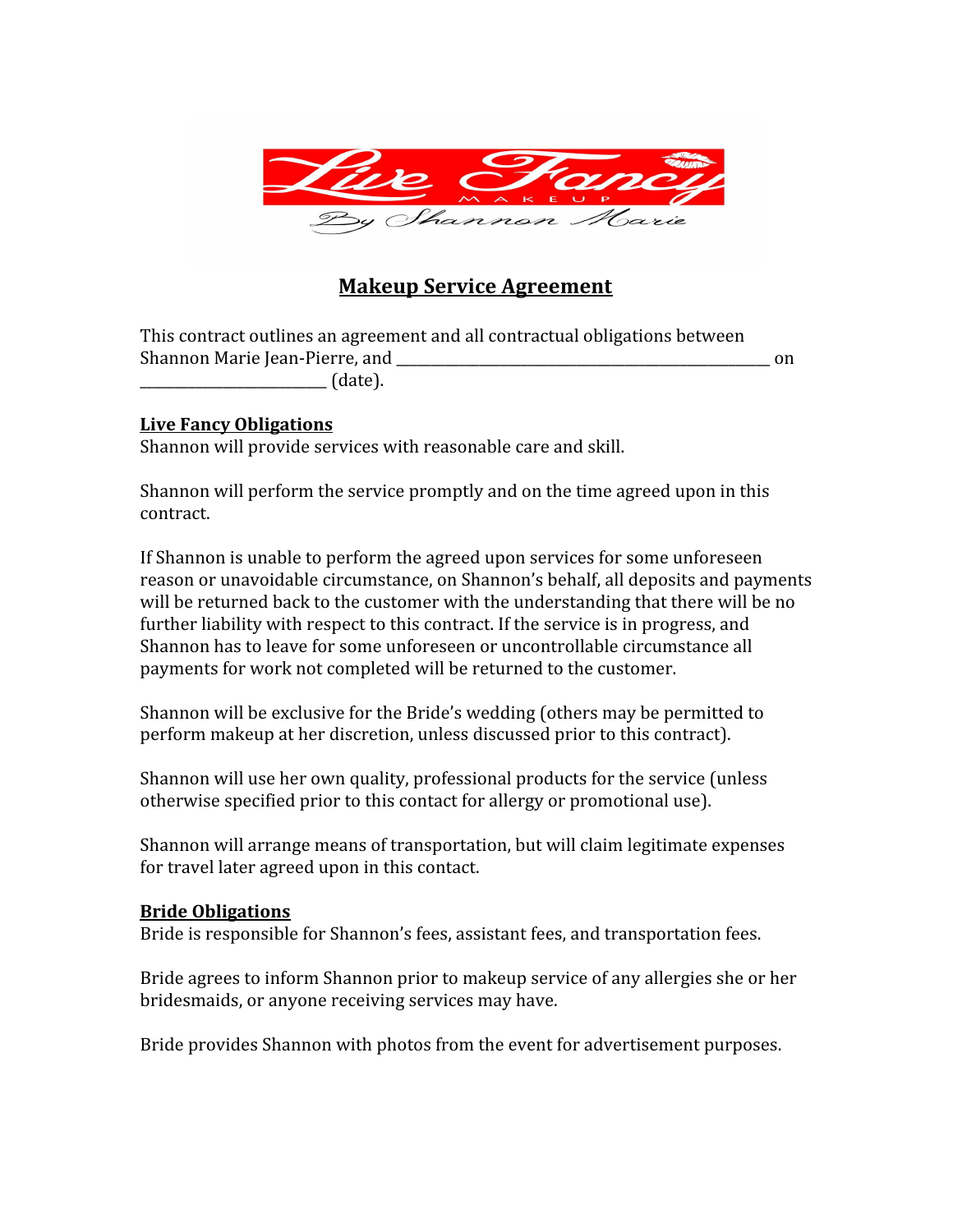# Makeup Service Agreement

This contract outlines an agreement and all contractual obligations between Shannon Marie Jean-Pierre, and _______________________________________________ on _______________________ (date).

**Live Fancy Obligations**

Shannon will provide services with reasonable care and skill.

Shannon will perform the service promptly and on the time agreed upon in this contract.

If Shannon is unable to perform the agreed upon services for some unforeseen reason or unavoidable circumstance, on Shannon's behalf, all deposits and payments will be returned back to the customer with the understanding that there will be no further liability with respect to this contract. If the service is in progress, and Shannon has to leave for some unforeseen or uncontrollable circumstance all payments for work not completed will be returned to the customer.

Shannon will be exclusive for the Bride's wedding (others may be permitted to perform makeup at her discretion, unless discussed prior to this contract).

Shannon will use her own quality, professional products for the service (unless otherwise specified prior to this contact for allergy or promotional use).

Shannon will arrange means of transportation, but will claim legitimate expenses for travel later agreed upon in this contact.

**Bride Obligations**

Bride is responsible for Shannon's fees, assistant fees, and transportation fees.

Bride agrees to inform Shannon prior to makeup service of any allergies she or her bridesmaids, or anyone receiving services may have.

Bride provides Shannon with photos from the event for advertisement purposes.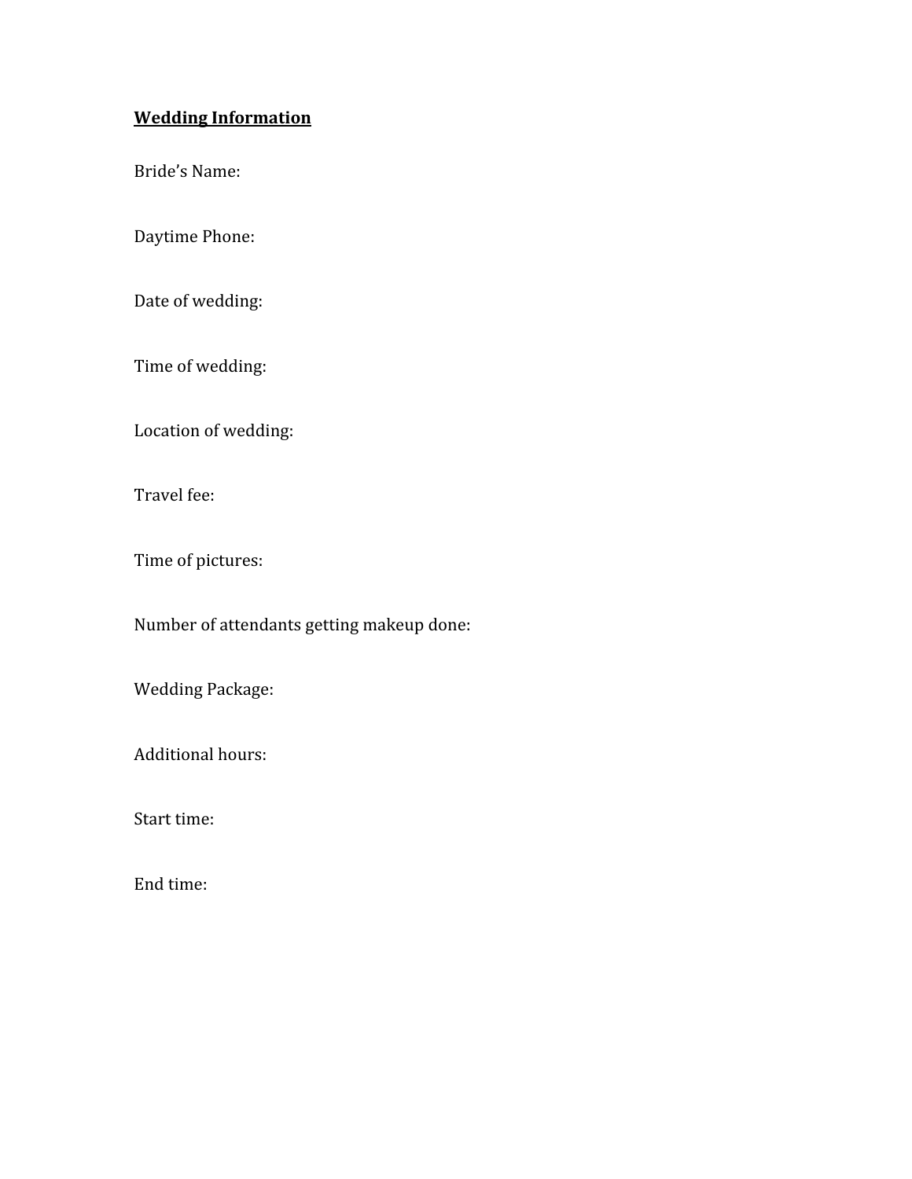**Wedding Information**

Bride's Name:

Daytime Phone:

Date of wedding:

Time of wedding:

Location of wedding:

Travel fee:

Time of pictures:

Number of attendants getting makeup done:

Wedding Package:

Additional hours:

Start time:

End time: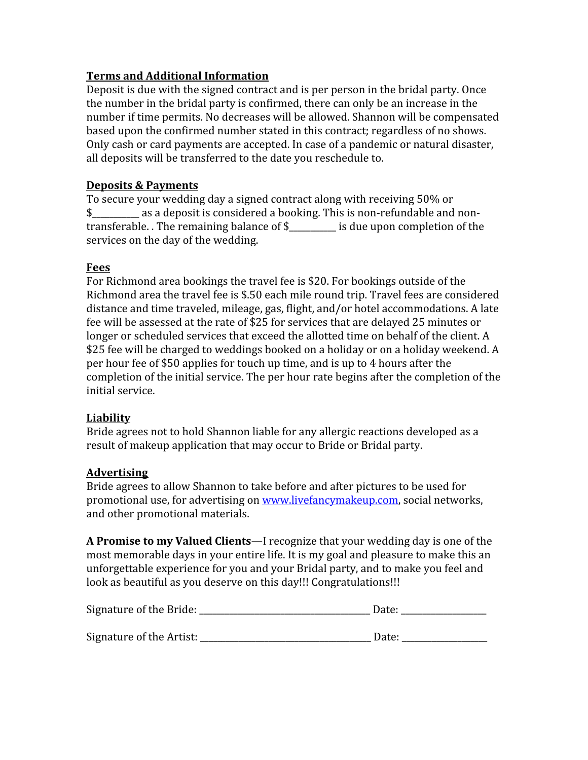**Terms and Additional Information**

Deposit is due with the signed contract and is per person in the bridal party. Once the number in the bridal party is confirmed, there can only be an increase in the number if time permits. No decreases will be allowed. Shannon will be compensated based upon the confirmed number stated in this contract; regardless of no shows. Only cash or card payments are accepted. In case of a pandemic or natural disaster, all deposits will be transferred to the date you reschedule to.

**Deposits & Payments**

To secure your wedding day a signed contract along with receiving 50% or $__________ as a deposit is considered a booking. This is non-refundable and non-transferable. . The remaining balance of $__________ is due upon completion of the services on the day of the wedding.

**Fees**

For Richmond area bookings the travel fee is $20. For bookings outside of the Richmond area the travel fee is $.50 each mile round trip. Travel fees are considered distance and time traveled, mileage, gas, flight, and/or hotel accommodations. A late fee will be assessed at the rate of $25 for services that are delayed 25 minutes or longer or scheduled services that exceed the allotted time on behalf of the client. A $25 fee will be charged to weddings booked on a holiday or on a holiday weekend. A per hour fee of $50 applies for touch up time, and is up to 4 hours after the completion of the initial service. The per hour rate begins after the completion of the initial service.

**Liability**

Bride agrees not to hold Shannon liable for any allergic reactions developed as a result of makeup application that may occur to Bride or Bridal party.

**Advertising**

Bride agrees to allow Shannon to take before and after pictures to be used for promotional use, for advertising on [www.livefancymakeup.com](http://www.livefancymakeup.com), social networks, and other promotional materials.

**A Promise to my Valued Clients**—I recognize that your wedding day is one of the most memorable days in your entire life. It is my goal and pleasure to make this an unforgettable experience for you and your Bridal party, and to make you feel and look as beautiful as you deserve on this day!!! Congratulations!!!

Signature of the Bride: ___________________________________ Date: _________________

Signature of the Artist: ___________________________________ Date: _________________